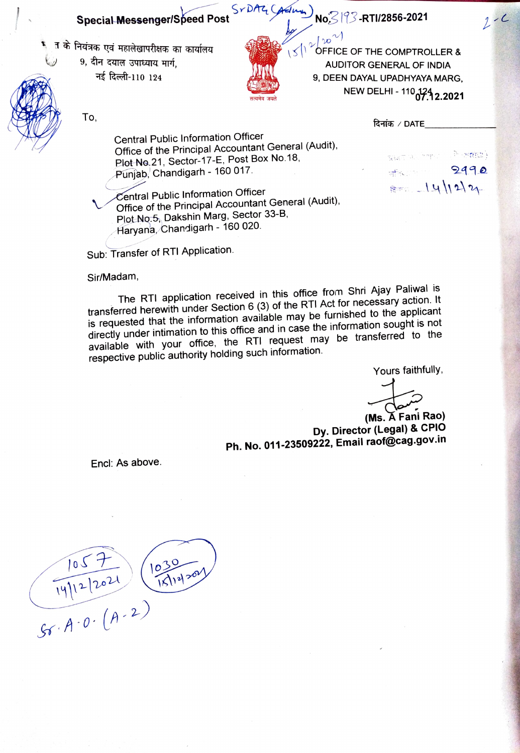**Special Messenger/Speed Post** Sr DAG (Admn) **No. 3193-RTI/2856-2021**

भारत के नियंत्रक एवं महालेखापरीक्षक का कार्यालय
9, दीन दयाल उपाध्याय मार्ग,
नई दिल्ली-110 124

OFFICE OF THE COMPTROLLER & AUDITOR GENERAL OF INDIA
9, DEEN DAYAL UPADHYAYA MARG,
NEW DELHI - 110 124

दिनांक / DATE 07.12.2021

To,

Central Public Information Officer
Office of the Principal Accountant General (Audit),
Plot No.21, Sector-17-E, Post Box No.18,
Punjab, Chandigarh - 160 017.

Central Public Information Officer
Office of the Principal Accountant General (Audit),
Plot No.5, Dakshin Marg, Sector 33-B,
Haryana, Chandigarh - 160 020.

Sub: Transfer of RTI Application.

Sir/Madam,

The RTI application received in this office from Shri Ajay Paliwal is transferred herewith under Section 6 (3) of the RTI Act for necessary action. It is requested that the information available may be furnished to the applicant directly under intimation to this office and in case the information sought is not available with your office, the RTI request may be transferred to the respective public authority holding such information.

Yours faithfully,

**(Ms. A Fani Rao)**
**Dy. Director (Legal) & CPIO**
**Ph. No. 011-23509222, Email raof@cag.gov.in**

Encl: As above.

2990
14/12/21

1057
14/12/2021

1030
15/12/2021

Sr. A.O. (A-2)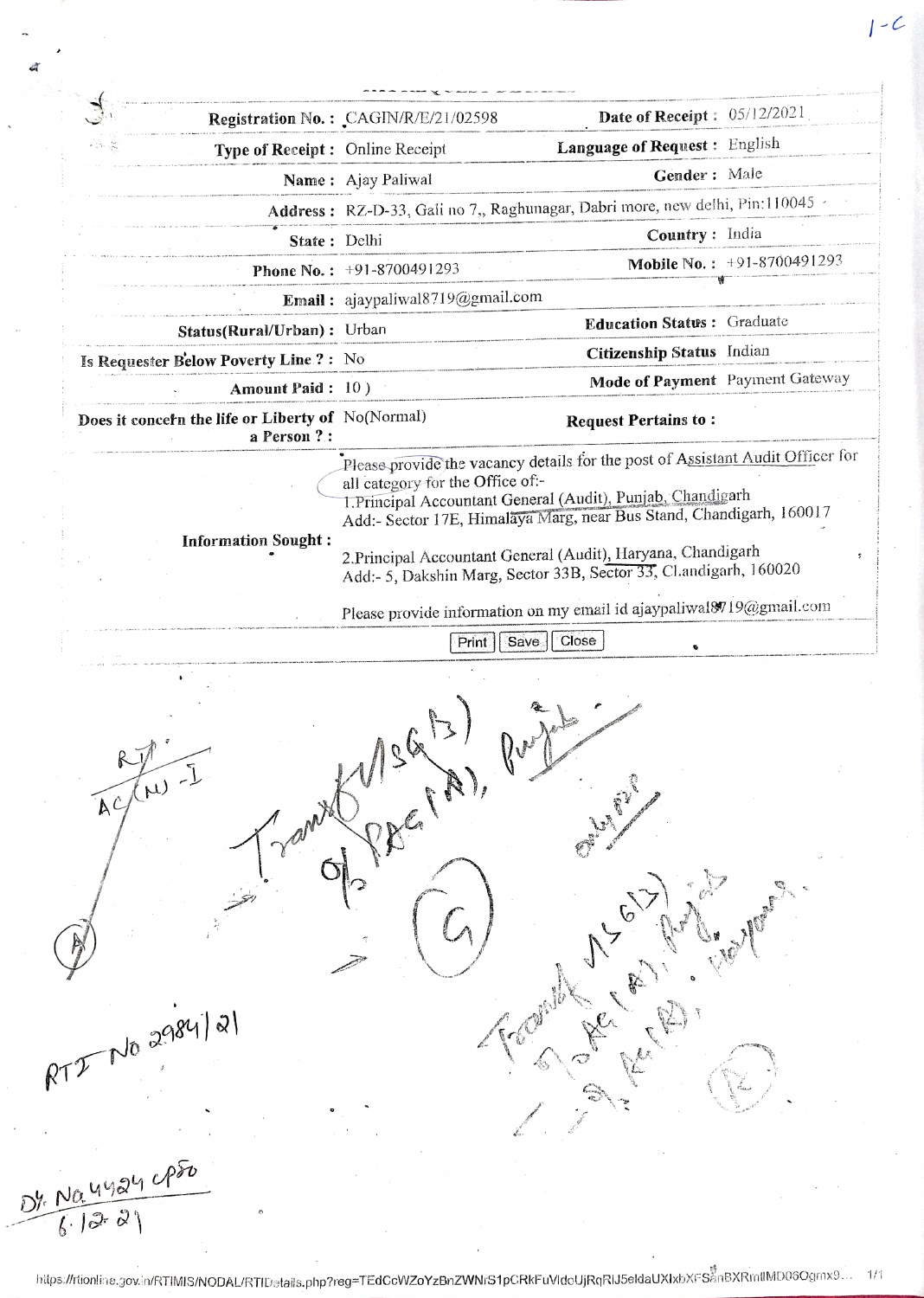1-C

| | | | |
|---|---|---|---|
| **Registration No. :** | CAGIN/R/E/21/02598 | **Date of Receipt :** | 05/12/2021 |
| **Type of Receipt :** | Online Receipt | **Language of Request :** | English |
| **Name :** | Ajay Paliwal | **Gender :** | Male |
| **Address :** | RZ-D-33, Gali no 7,, Raghunagar, Dabri more, new delhi, Pin:110045 | | |
| **State :** | Delhi | **Country :** | India |
| **Phone No. :** | +91-8700491293 | **Mobile No. :** | +91-8700491293 |
| **Email :** | ajaypaliwal8719@gmail.com | | |
| **Status(Rural/Urban) :** | Urban | **Education Status :** | Graduate |
| **Is Requester Below Poverty Line ? :** | No | **Citizenship Status** | Indian |
| **Amount Paid :** | 10 ) | **Mode of Payment** | Payment Gateway |
| **Does it concern the life or Liberty of a Person ? :** | No(Normal) | **Request Pertains to :** | |
| **Information Sought :** | Please provide the vacancy details for the post of Assistant Audit Officer for all category for the Office of:-<br>1.Principal Accountant General (Audit), Punjab, Chandigarh<br>Add:- Sector 17E, Himalaya Marg, near Bus Stand, Chandigarh, 160017<br><br>2.Principal Accountant General (Audit), Haryana, Chandigarh<br>Add:- 5, Dakshin Marg, Sector 33B, Sector 33, Chandigarh, 160020<br><br>Please provide information on my email id ajaypaliwal8719@gmail.com | | |

Print | Save | Close

RTI
AC(N) -I

Transfer u/s 6(3) to PAG (A), Punjab

Transfer u/s 6(3)
1. PAG (A), Punjab
2. PAG (A), Haryana

RTI No 2984/21

Dy. No. 4424 CPIO
6.12.21

https://rtionline.gov.in/RTIMIS/NODAL/RTIDetails.php?reg=TEdCcWZoYzBnZWNrS1pCRkFuVldcUjRqRlJ5eldaUXlxbXFSanBXRmlIMD06Ogmx9...